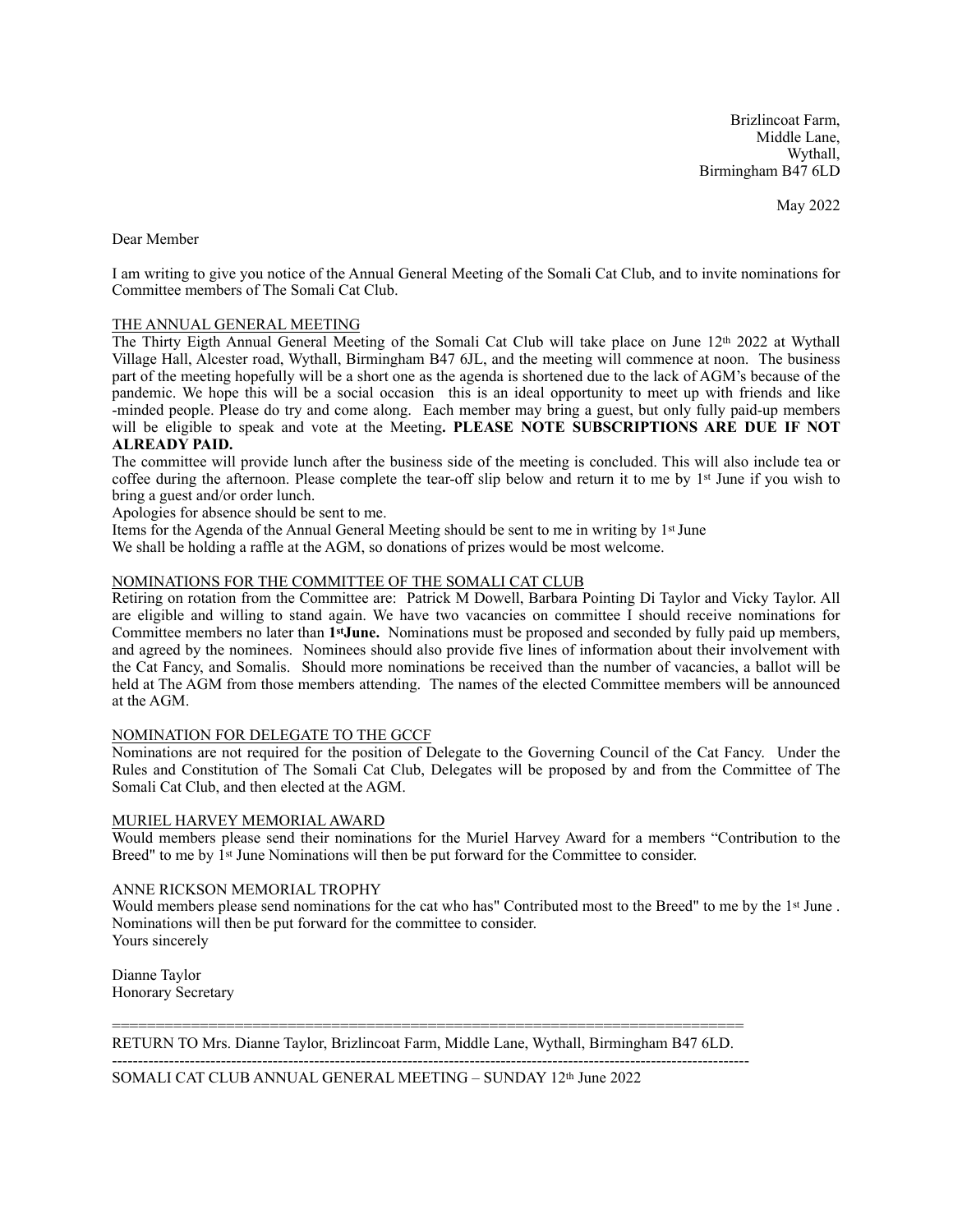Brizlincoat Farm,
Middle Lane,
Wythall,
Birmingham B47 6LD

May 2022

Dear Member

I am writing to give you notice of the Annual General Meeting of the Somali Cat Club, and to invite nominations for Committee members of The Somali Cat Club.

THE ANNUAL GENERAL MEETING

The Thirty Eigth Annual General Meeting of the Somali Cat Club will take place on June 12th 2022 at Wythall Village Hall, Alcester road, Wythall, Birmingham B47 6JL, and the meeting will commence at noon. The business part of the meeting hopefully will be a short one as the agenda is shortened due to the lack of AGM's because of the pandemic. We hope this will be a social occasion this is an ideal opportunity to meet up with friends and like -minded people. Please do try and come along. Each member may bring a guest, but only fully paid-up members will be eligible to speak and vote at the Meeting**. PLEASE NOTE SUBSCRIPTIONS ARE DUE IF NOT ALREADY PAID.**

The committee will provide lunch after the business side of the meeting is concluded. This will also include tea or coffee during the afternoon. Please complete the tear-off slip below and return it to me by 1st June if you wish to bring a guest and/or order lunch.

Apologies for absence should be sent to me.

Items for the Agenda of the Annual General Meeting should be sent to me in writing by 1st June

We shall be holding a raffle at the AGM, so donations of prizes would be most welcome.

NOMINATIONS FOR THE COMMITTEE OF THE SOMALI CAT CLUB

Retiring on rotation from the Committee are: Patrick M Dowell, Barbara Pointing Di Taylor and Vicky Taylor. All are eligible and willing to stand again. We have two vacancies on committee I should receive nominations for Committee members no later than **1stJune.** Nominations must be proposed and seconded by fully paid up members, and agreed by the nominees. Nominees should also provide five lines of information about their involvement with the Cat Fancy, and Somalis. Should more nominations be received than the number of vacancies, a ballot will be held at The AGM from those members attending. The names of the elected Committee members will be announced at the AGM.

NOMINATION FOR DELEGATE TO THE GCCF

Nominations are not required for the position of Delegate to the Governing Council of the Cat Fancy. Under the Rules and Constitution of The Somali Cat Club, Delegates will be proposed by and from the Committee of The Somali Cat Club, and then elected at the AGM.

MURIEL HARVEY MEMORIAL AWARD

Would members please send their nominations for the Muriel Harvey Award for a members "Contribution to the Breed" to me by 1st June Nominations will then be put forward for the Committee to consider.

ANNE RICKSON MEMORIAL TROPHY

Would members please send nominations for the cat who has" Contributed most to the Breed" to me by the 1st June . Nominations will then be put forward for the committee to consider.

Yours sincerely

Dianne Taylor
Honorary Secretary

=====================================================================

RETURN TO Mrs. Dianne Taylor, Brizlincoat Farm, Middle Lane, Wythall, Birmingham B47 6LD.

---

SOMALI CAT CLUB ANNUAL GENERAL MEETING – SUNDAY 12th June 2022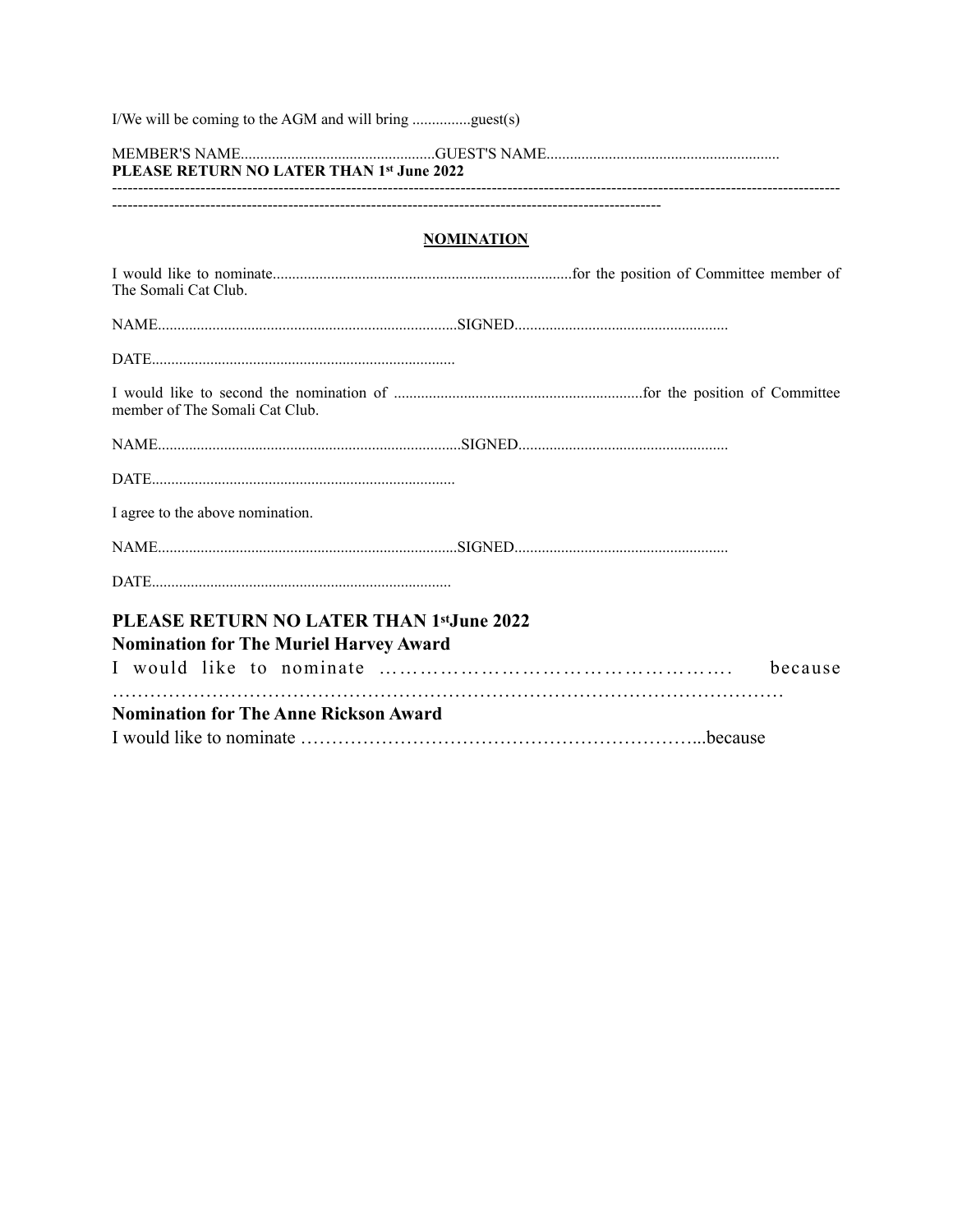I/We will be coming to the AGM and will bring ...............guest(s)

MEMBER'S NAME..................................................GUEST'S NAME...........................................................

**PLEASE RETURN NO LATER THAN 1st June 2022**

------------------------------------------------------------------------------------------------------------------------------------------------------------------------------------------------------------------------------------------------

## NOMINATION

I would like to nominate............................................................................for the position of Committee member of The Somali Cat Club.

NAME............................................................................SIGNED......................................................

DATE..............................................................................

I would like to second the nomination of ................................................................for the position of Committee member of The Somali Cat Club.

NAME.............................................................................SIGNED......................................................

DATE..............................................................................

I agree to the above nomination.

NAME............................................................................SIGNED......................................................

DATE.............................................................................

**PLEASE RETURN NO LATER THAN 1st June 2022**

**Nomination for The Muriel Harvey Award**

I would like to nominate ……………………………………………. because ………………………………………………………………………………………

**Nomination for The Anne Rickson Award**

I would like to nominate ………………………………………………………..because